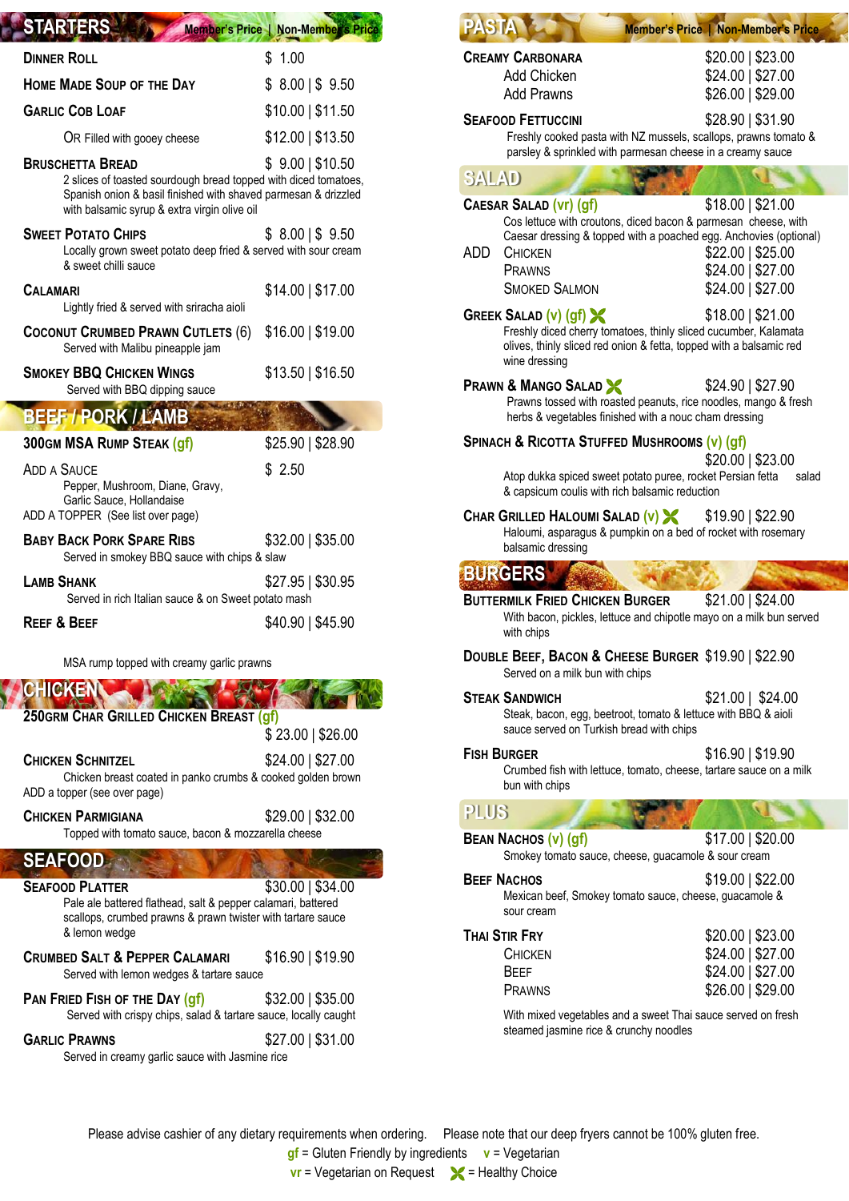## STARTERS

| | Member's Price \| Non-Member's Price |
|---|---|
| **Dinner Roll** | $ 1.00 |
| **Home Made Soup of the Day** | $ 8.00 \| $ 9.50 |
| **Garlic Cob Loaf** | $10.00 \| $11.50 |
| Or Filled with gooey cheese | $12.00 \| $13.50 |
| **Bruschetta Bread** | $ 9.00 \| $10.50 |

2 slices of toasted sourdough bread topped with diced tomatoes, Spanish onion & basil finished with shaved parmesan & drizzled with balsamic syrup & extra virgin olive oil

**Sweet Potato Chips** — $ 8.00 | $ 9.50
Locally grown sweet potato deep fried & served with sour cream & sweet chilli sauce

**Calamari** — $14.00 | $17.00
Lightly fried & served with sriracha aioli

**Coconut Crumbed Prawn Cutlets** (6) — $16.00 | $19.00
Served with Malibu pineapple jam

**Smokey BBQ Chicken Wings** — $13.50 | $16.50
Served with BBQ dipping sauce

## BEEF / PORK / LAMB

**300gm MSA Rump Steak (gf)** — $25.90 | $28.90

Add a Sauce — $ 2.50
Pepper, Mushroom, Diane, Gravy, Garlic Sauce, Hollandaise
ADD A TOPPER (See list over page)

**Baby Back Pork Spare Ribs** — $32.00 | $35.00
Served in smokey BBQ sauce with chips & slaw

**Lamb Shank** — $27.95 | $30.95
Served in rich Italian sauce & on Sweet potato mash

**Reef & Beef** — $40.90 | $45.90
MSA rump topped with creamy garlic prawns

## CHICKEN

**250grm Char Grilled Chicken Breast (gf)** — $ 23.00 | $26.00

**Chicken Schnitzel** — $24.00 | $27.00
Chicken breast coated in panko crumbs & cooked golden brown
ADD a topper (see over page)

**Chicken Parmigiana** — $29.00 | $32.00
Topped with tomato sauce, bacon & mozzarella cheese

## SEAFOOD

**Seafood Platter** — $30.00 | $34.00
Pale ale battered flathead, salt & pepper calamari, battered scallops, crumbed prawns & prawn twister with tartare sauce & lemon wedge

**Crumbed Salt & Pepper Calamari** — $16.90 | $19.90
Served with lemon wedges & tartare sauce

**Pan Fried Fish of the Day (gf)** — $32.00 | $35.00
Served with crispy chips, salad & tartare sauce, locally caught

**Garlic Prawns** — $27.00 | $31.00
Served in creamy garlic sauce with Jasmine rice

## PASTA

| | Member's Price \| Non-Member's Price |
|---|---|
| **Creamy Carbonara** | $20.00 \| $23.00 |
| Add Chicken | $24.00 \| $27.00 |
| Add Prawns | $26.00 \| $29.00 |
| **Seafood Fettuccini** | $28.90 \| $31.90 |

Freshly cooked pasta with NZ mussels, scallops, prawns tomato & parsley & sprinkled with parmesan cheese in a creamy sauce

## SALAD

**Caesar Salad (vr) (gf)** — $18.00 | $21.00
Cos lettuce with croutons, diced bacon & parmesan cheese, with Caesar dressing & topped with a poached egg. Anchovies (optional)

| ADD | |
|---|---|
| Chicken | $22.00 \| $25.00 |
| Prawns | $24.00 \| $27.00 |
| Smoked Salmon | $24.00 \| $27.00 |

**Greek Salad (v) (gf)** ✕ — $18.00 | $21.00
Freshly diced cherry tomatoes, thinly sliced cucumber, Kalamata olives, thinly sliced red onion & fetta, topped with a balsamic red wine dressing

**Prawn & Mango Salad** ✕ — $24.90 | $27.90
Prawns tossed with roasted peanuts, rice noodles, mango & fresh herbs & vegetables finished with a nouc cham dressing

**Spinach & Ricotta Stuffed Mushrooms (v) (gf)** — $20.00 | $23.00
Atop dukka spiced sweet potato puree, rocket Persian fetta salad & capsicum coulis with rich balsamic reduction

**Char Grilled Haloumi Salad (v)** ✕ — $19.90 | $22.90
Haloumi, asparagus & pumpkin on a bed of rocket with rosemary balsamic dressing

## BURGERS

**Buttermilk Fried Chicken Burger** — $21.00 | $24.00
With bacon, pickles, lettuce and chipotle mayo on a milk bun served with chips

**Double Beef, Bacon & Cheese Burger** — $19.90 | $22.90
Served on a milk bun with chips

**Steak Sandwich** — $21.00 | $24.00
Steak, bacon, egg, beetroot, tomato & lettuce with BBQ & aioli sauce served on Turkish bread with chips

**Fish Burger** — $16.90 | $19.90
Crumbed fish with lettuce, tomato, cheese, tartare sauce on a milk bun with chips

## PLUS

**Bean Nachos (v) (gf)** — $17.00 | $20.00
Smokey tomato sauce, cheese, guacamole & sour cream

**Beef Nachos** — $19.00 | $22.00
Mexican beef, Smokey tomato sauce, cheese, guacamole & sour cream

**Thai Stir Fry** — $20.00 | $23.00

| | |
|---|---|
| Chicken | $24.00 \| $27.00 |
| Beef | $24.00 \| $27.00 |
| Prawns | $26.00 \| $29.00 |

With mixed vegetables and a sweet Thai sauce served on fresh steamed jasmine rice & crunchy noodles

---

Please advise cashier of any dietary requirements when ordering. Please note that our deep fryers cannot be 100% gluten free.

**gf** = Gluten Friendly by ingredients **v** = Vegetarian
**vr** = Vegetarian on Request ✕ = Healthy Choice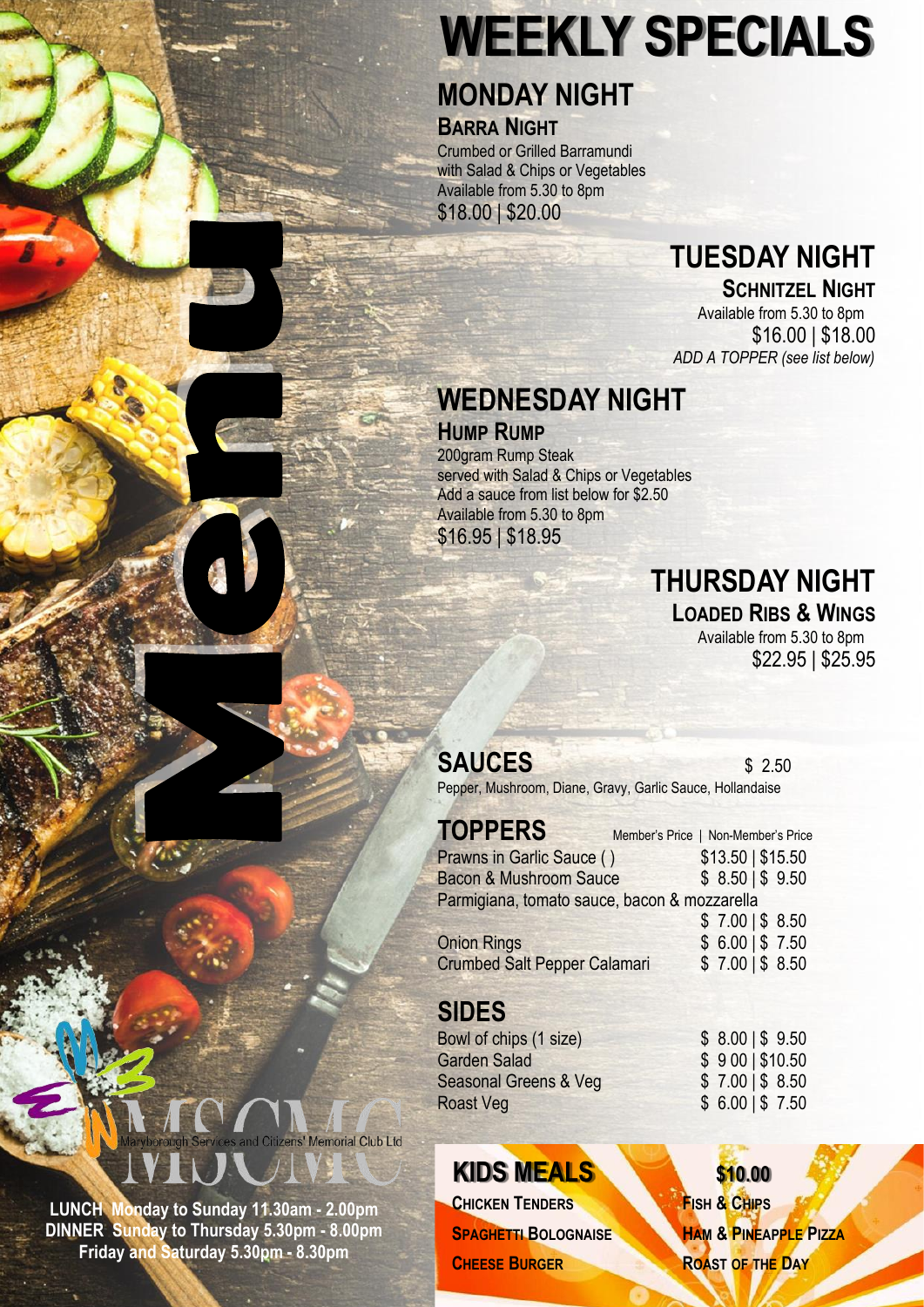# WEEKLY SPECIALS

Menu

## MONDAY NIGHT

### BARRA NIGHT

Crumbed or Grilled Barramundi
with Salad & Chips or Vegetables
Available from 5.30 to 8pm
$18.00 | $20.00

## TUESDAY NIGHT

### SCHNITZEL NIGHT

Available from 5.30 to 8pm
$16.00 | $18.00
*ADD A TOPPER (see list below)*

## WEDNESDAY NIGHT

### HUMP RUMP

200gram Rump Steak
served with Salad & Chips or Vegetables
Add a sauce from list below for $2.50
Available from 5.30 to 8pm
$16.95 | $18.95

## THURSDAY NIGHT

### LOADED RIBS & WINGS

Available from 5.30 to 8pm
$22.95 | $25.95

## SAUCES

$ 2.50

Pepper, Mushroom, Diane, Gravy, Garlic Sauce, Hollandaise

## TOPPERS

| | Member's Price \| Non-Member's Price |
|---|---|
| Prawns in Garlic Sauce ( ) | $13.50 \| $15.50 |
| Bacon & Mushroom Sauce | $ 8.50 \| $ 9.50 |
| Parmigiana, tomato sauce, bacon & mozzarella | $ 7.00 \| $ 8.50 |
| Onion Rings | $ 6.00 \| $ 7.50 |
| Crumbed Salt Pepper Calamari | $ 7.00 \| $ 8.50 |

## SIDES

| | |
|---|---|
| Bowl of chips (1 size) | $ 8.00 \| $ 9.50 |
| Garden Salad | $ 9 00 \| $10.50 |
| Seasonal Greens & Veg | $ 7.00 \| $ 8.50 |
| Roast Veg | $ 6.00 \| $ 7.50 |

## KIDS MEALS $10.00

- CHICKEN TENDERS
- FISH & CHIPS
- SPAGHETTI BOLOGNAISE
- HAM & PINEAPPLE PIZZA
- CHEESE BURGER
- ROAST OF THE DAY

MSCMC
Maryborough Services and Citizens' Memorial Club Ltd

**LUNCH Monday to Sunday 11.30am - 2.00pm**
**DINNER Sunday to Thursday 5.30pm - 8.00pm**
**Friday and Saturday 5.30pm - 8.30pm**